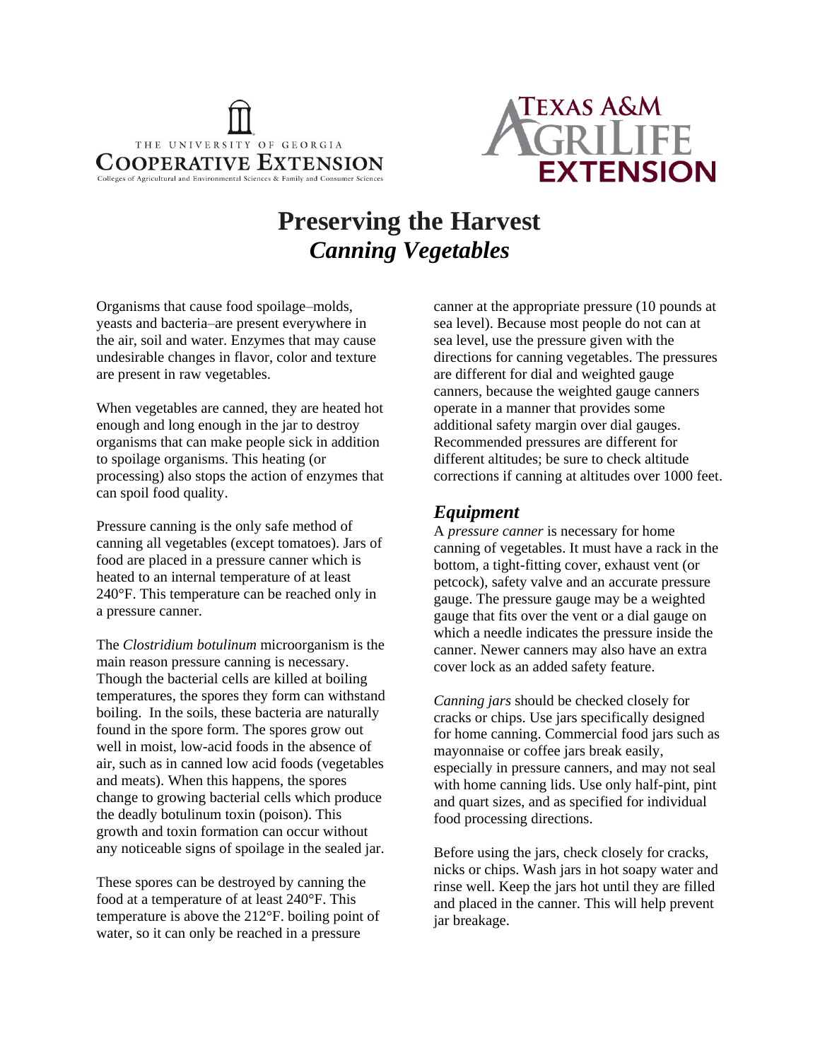THE UNIVERSITY OF GEORGIA
COOPERATIVE EXTENSION
Colleges of Agricultural and Environmental Sciences & Family and Consumer Sciences

TEXAS A&M AGRILIFE EXTENSION

# Preserving the Harvest
## *Canning Vegetables*

Organisms that cause food spoilage–molds, yeasts and bacteria–are present everywhere in the air, soil and water. Enzymes that may cause undesirable changes in flavor, color and texture are present in raw vegetables.

When vegetables are canned, they are heated hot enough and long enough in the jar to destroy organisms that can make people sick in addition to spoilage organisms. This heating (or processing) also stops the action of enzymes that can spoil food quality.

Pressure canning is the only safe method of canning all vegetables (except tomatoes). Jars of food are placed in a pressure canner which is heated to an internal temperature of at least 240°F. This temperature can be reached only in a pressure canner.

The *Clostridium botulinum* microorganism is the main reason pressure canning is necessary. Though the bacterial cells are killed at boiling temperatures, the spores they form can withstand boiling. In the soils, these bacteria are naturally found in the spore form. The spores grow out well in moist, low-acid foods in the absence of air, such as in canned low acid foods (vegetables and meats). When this happens, the spores change to growing bacterial cells which produce the deadly botulinum toxin (poison). This growth and toxin formation can occur without any noticeable signs of spoilage in the sealed jar.

These spores can be destroyed by canning the food at a temperature of at least 240°F. This temperature is above the 212°F. boiling point of water, so it can only be reached in a pressure canner at the appropriate pressure (10 pounds at sea level). Because most people do not can at sea level, use the pressure given with the directions for canning vegetables. The pressures are different for dial and weighted gauge canners, because the weighted gauge canners operate in a manner that provides some additional safety margin over dial gauges. Recommended pressures are different for different altitudes; be sure to check altitude corrections if canning at altitudes over 1000 feet.

## *Equipment*

A *pressure canner* is necessary for home canning of vegetables. It must have a rack in the bottom, a tight-fitting cover, exhaust vent (or petcock), safety valve and an accurate pressure gauge. The pressure gauge may be a weighted gauge that fits over the vent or a dial gauge on which a needle indicates the pressure inside the canner. Newer canners may also have an extra cover lock as an added safety feature.

*Canning jars* should be checked closely for cracks or chips. Use jars specifically designed for home canning. Commercial food jars such as mayonnaise or coffee jars break easily, especially in pressure canners, and may not seal with home canning lids. Use only half-pint, pint and quart sizes, and as specified for individual food processing directions.

Before using the jars, check closely for cracks, nicks or chips. Wash jars in hot soapy water and rinse well. Keep the jars hot until they are filled and placed in the canner. This will help prevent jar breakage.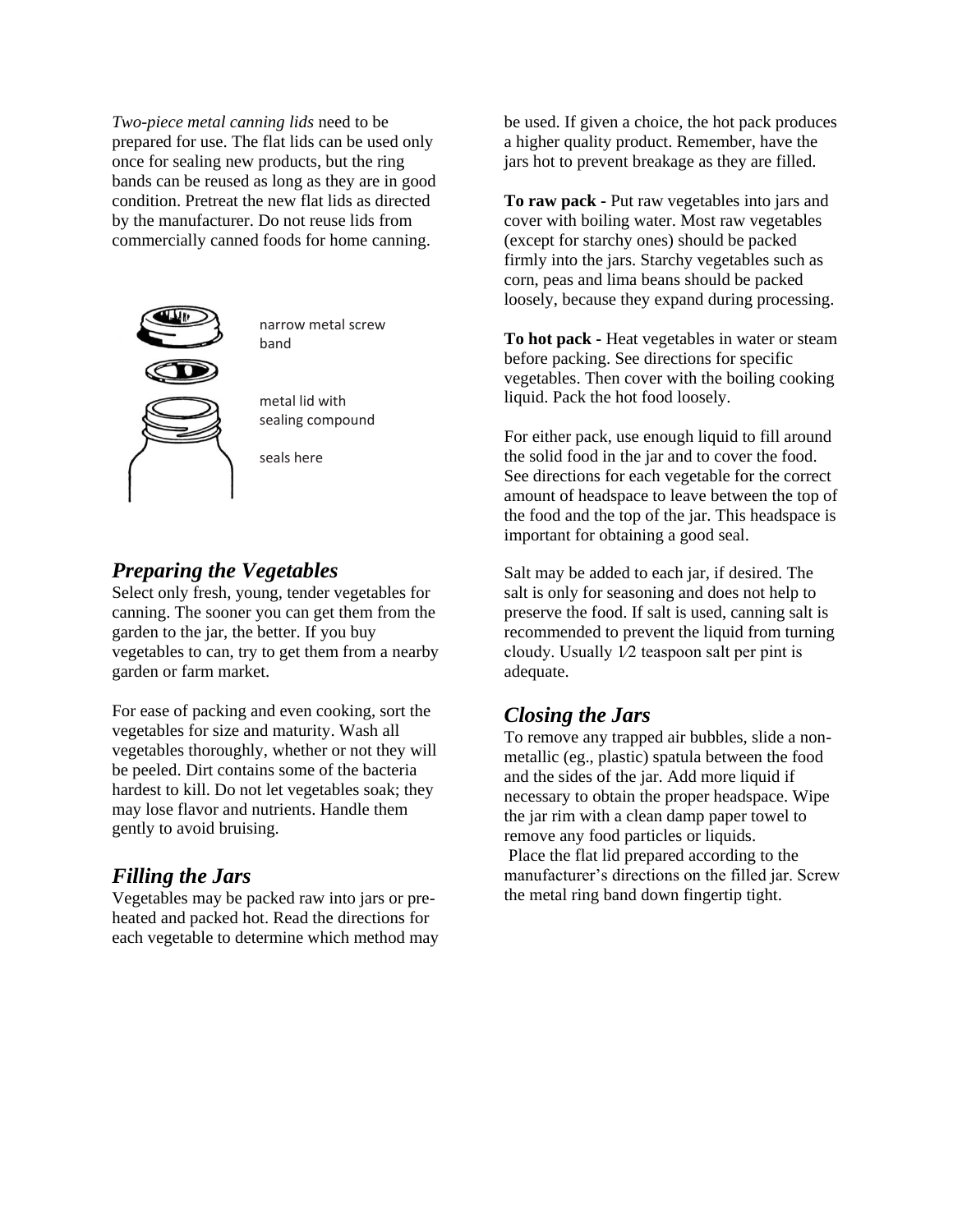*Two-piece metal canning lids* need to be prepared for use. The flat lids can be used only once for sealing new products, but the ring bands can be reused as long as they are in good condition. Pretreat the new flat lids as directed by the manufacturer. Do not reuse lids from commercially canned foods for home canning.

narrow metal screw band

metal lid with sealing compound

seals here

## *Preparing the Vegetables*

Select only fresh, young, tender vegetables for canning. The sooner you can get them from the garden to the jar, the better. If you buy vegetables to can, try to get them from a nearby garden or farm market.

For ease of packing and even cooking, sort the vegetables for size and maturity. Wash all vegetables thoroughly, whether or not they will be peeled. Dirt contains some of the bacteria hardest to kill. Do not let vegetables soak; they may lose flavor and nutrients. Handle them gently to avoid bruising.

## *Filling the Jars*

Vegetables may be packed raw into jars or pre-heated and packed hot. Read the directions for each vegetable to determine which method may be used. If given a choice, the hot pack produces a higher quality product. Remember, have the jars hot to prevent breakage as they are filled.

**To raw pack -** Put raw vegetables into jars and cover with boiling water. Most raw vegetables (except for starchy ones) should be packed firmly into the jars. Starchy vegetables such as corn, peas and lima beans should be packed loosely, because they expand during processing.

**To hot pack -** Heat vegetables in water or steam before packing. See directions for specific vegetables. Then cover with the boiling cooking liquid. Pack the hot food loosely.

For either pack, use enough liquid to fill around the solid food in the jar and to cover the food. See directions for each vegetable for the correct amount of headspace to leave between the top of the food and the top of the jar. This headspace is important for obtaining a good seal.

Salt may be added to each jar, if desired. The salt is only for seasoning and does not help to preserve the food. If salt is used, canning salt is recommended to prevent the liquid from turning cloudy. Usually 1⁄2 teaspoon salt per pint is adequate.

## *Closing the Jars*

To remove any trapped air bubbles, slide a non-metallic (eg., plastic) spatula between the food and the sides of the jar. Add more liquid if necessary to obtain the proper headspace. Wipe the jar rim with a clean damp paper towel to remove any food particles or liquids.

Place the flat lid prepared according to the manufacturer's directions on the filled jar. Screw the metal ring band down fingertip tight.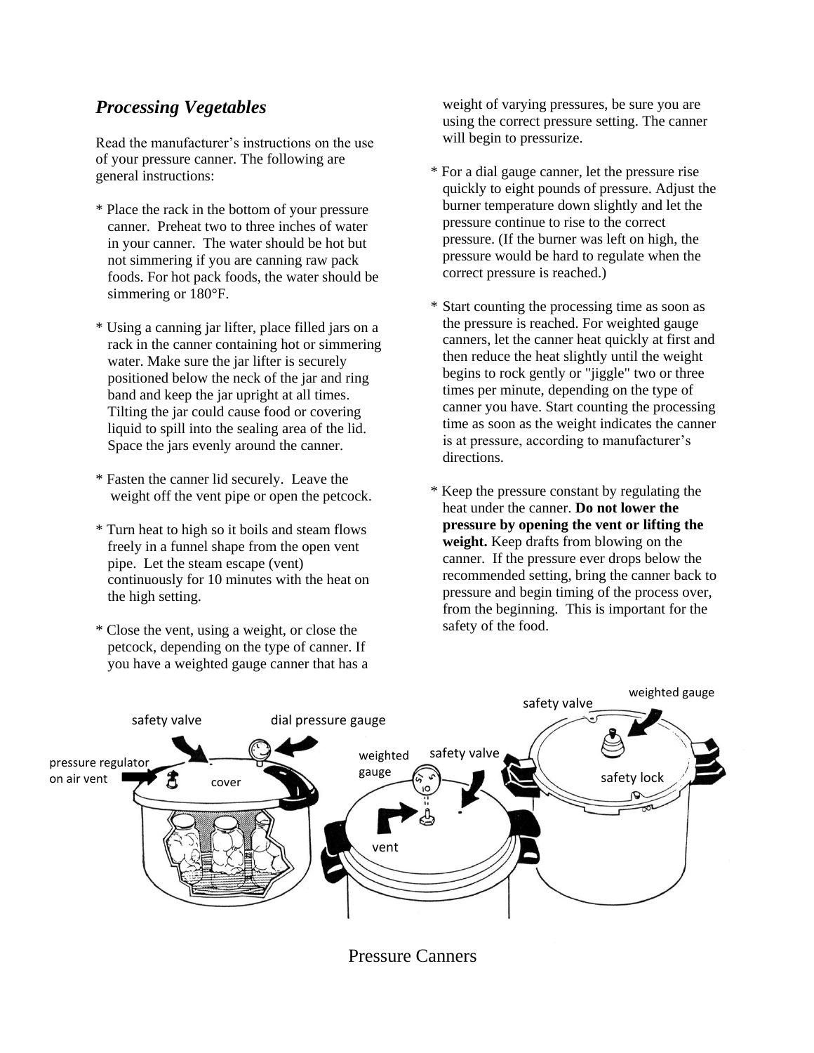### *Processing Vegetables*

Read the manufacturer's instructions on the use of your pressure canner. The following are general instructions:

* Place the rack in the bottom of your pressure canner. Preheat two to three inches of water in your canner. The water should be hot but not simmering if you are canning raw pack foods. For hot pack foods, the water should be simmering or 180°F.

* Using a canning jar lifter, place filled jars on a rack in the canner containing hot or simmering water. Make sure the jar lifter is securely positioned below the neck of the jar and ring band and keep the jar upright at all times. Tilting the jar could cause food or covering liquid to spill into the sealing area of the lid. Space the jars evenly around the canner.

* Fasten the canner lid securely. Leave the weight off the vent pipe or open the petcock.

* Turn heat to high so it boils and steam flows freely in a funnel shape from the open vent pipe. Let the steam escape (vent) continuously for 10 minutes with the heat on the high setting.

* Close the vent, using a weight, or close the petcock, depending on the type of canner. If you have a weighted gauge canner that has a weight of varying pressures, be sure you are using the correct pressure setting. The canner will begin to pressurize.

* For a dial gauge canner, let the pressure rise quickly to eight pounds of pressure. Adjust the burner temperature down slightly and let the pressure continue to rise to the correct pressure. (If the burner was left on high, the pressure would be hard to regulate when the correct pressure is reached.)

* Start counting the processing time as soon as the pressure is reached. For weighted gauge canners, let the canner heat quickly at first and then reduce the heat slightly until the weight begins to rock gently or "jiggle" two or three times per minute, depending on the type of canner you have. Start counting the processing time as soon as the weight indicates the canner is at pressure, according to manufacturer's directions.

* Keep the pressure constant by regulating the heat under the canner. **Do not lower the pressure by opening the vent or lifting the weight.** Keep drafts from blowing on the canner. If the pressure ever drops below the recommended setting, bring the canner back to pressure and begin timing of the process over, from the beginning. This is important for the safety of the food.

safety valve, dial pressure gauge, pressure regulator on air vent, cover, weighted gauge, safety valve, vent, safety valve, weighted gauge, safety lock

Pressure Canners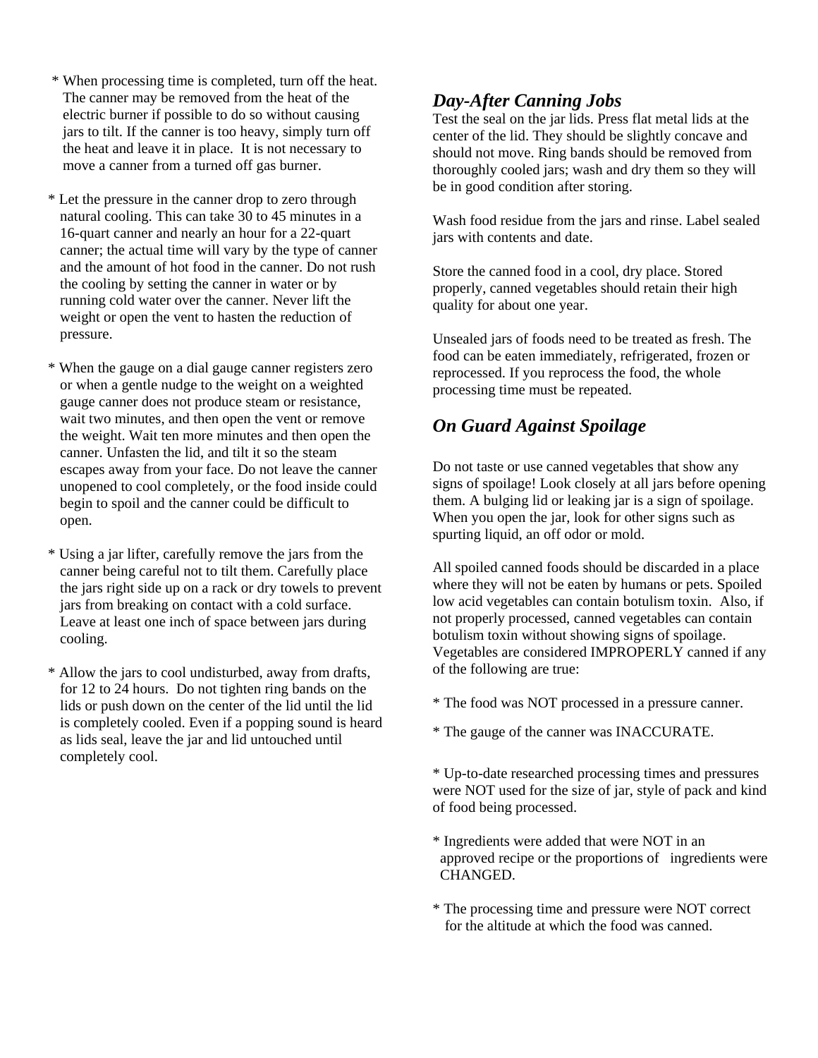* When processing time is completed, turn off the heat. The canner may be removed from the heat of the electric burner if possible to do so without causing jars to tilt. If the canner is too heavy, simply turn off the heat and leave it in place. It is not necessary to move a canner from a turned off gas burner.

* Let the pressure in the canner drop to zero through natural cooling. This can take 30 to 45 minutes in a 16-quart canner and nearly an hour for a 22-quart canner; the actual time will vary by the type of canner and the amount of hot food in the canner. Do not rush the cooling by setting the canner in water or by running cold water over the canner. Never lift the weight or open the vent to hasten the reduction of pressure.

* When the gauge on a dial gauge canner registers zero or when a gentle nudge to the weight on a weighted gauge canner does not produce steam or resistance, wait two minutes, and then open the vent or remove the weight. Wait ten more minutes and then open the canner. Unfasten the lid, and tilt it so the steam escapes away from your face. Do not leave the canner unopened to cool completely, or the food inside could begin to spoil and the canner could be difficult to open.

* Using a jar lifter, carefully remove the jars from the canner being careful not to tilt them. Carefully place the jars right side up on a rack or dry towels to prevent jars from breaking on contact with a cold surface. Leave at least one inch of space between jars during cooling.

* Allow the jars to cool undisturbed, away from drafts, for 12 to 24 hours. Do not tighten ring bands on the lids or push down on the center of the lid until the lid is completely cooled. Even if a popping sound is heard as lids seal, leave the jar and lid untouched until completely cool.

## *Day-After Canning Jobs*

Test the seal on the jar lids. Press flat metal lids at the center of the lid. They should be slightly concave and should not move. Ring bands should be removed from thoroughly cooled jars; wash and dry them so they will be in good condition after storing.

Wash food residue from the jars and rinse. Label sealed jars with contents and date.

Store the canned food in a cool, dry place. Stored properly, canned vegetables should retain their high quality for about one year.

Unsealed jars of foods need to be treated as fresh. The food can be eaten immediately, refrigerated, frozen or reprocessed. If you reprocess the food, the whole processing time must be repeated.

## *On Guard Against Spoilage*

Do not taste or use canned vegetables that show any signs of spoilage! Look closely at all jars before opening them. A bulging lid or leaking jar is a sign of spoilage. When you open the jar, look for other signs such as spurting liquid, an off odor or mold.

All spoiled canned foods should be discarded in a place where they will not be eaten by humans or pets. Spoiled low acid vegetables can contain botulism toxin. Also, if not properly processed, canned vegetables can contain botulism toxin without showing signs of spoilage. Vegetables are considered IMPROPERLY canned if any of the following are true:

* The food was NOT processed in a pressure canner.

* The gauge of the canner was INACCURATE.

* Up-to-date researched processing times and pressures were NOT used for the size of jar, style of pack and kind of food being processed.

* Ingredients were added that were NOT in an approved recipe or the proportions of ingredients were CHANGED.

* The processing time and pressure were NOT correct for the altitude at which the food was canned.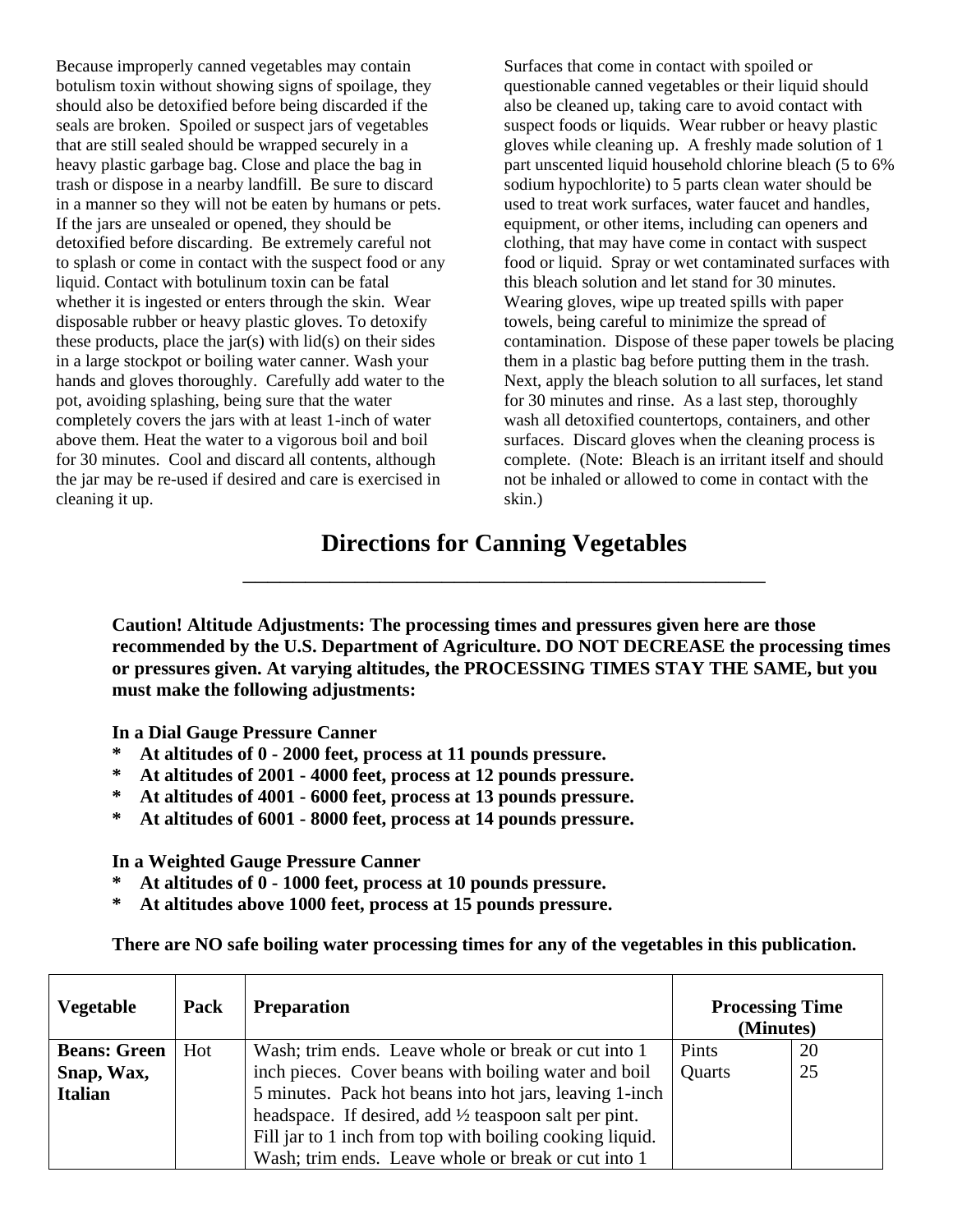Because improperly canned vegetables may contain botulism toxin without showing signs of spoilage, they should also be detoxified before being discarded if the seals are broken. Spoiled or suspect jars of vegetables that are still sealed should be wrapped securely in a heavy plastic garbage bag. Close and place the bag in trash or dispose in a nearby landfill. Be sure to discard in a manner so they will not be eaten by humans or pets. If the jars are unsealed or opened, they should be detoxified before discarding. Be extremely careful not to splash or come in contact with the suspect food or any liquid. Contact with botulinum toxin can be fatal whether it is ingested or enters through the skin. Wear disposable rubber or heavy plastic gloves. To detoxify these products, place the jar(s) with lid(s) on their sides in a large stockpot or boiling water canner. Wash your hands and gloves thoroughly. Carefully add water to the pot, avoiding splashing, being sure that the water completely covers the jars with at least 1-inch of water above them. Heat the water to a vigorous boil and boil for 30 minutes. Cool and discard all contents, although the jar may be re-used if desired and care is exercised in cleaning it up.

Surfaces that come in contact with spoiled or questionable canned vegetables or their liquid should also be cleaned up, taking care to avoid contact with suspect foods or liquids. Wear rubber or heavy plastic gloves while cleaning up. A freshly made solution of 1 part unscented liquid household chlorine bleach (5 to 6% sodium hypochlorite) to 5 parts clean water should be used to treat work surfaces, water faucet and handles, equipment, or other items, including can openers and clothing, that may have come in contact with suspect food or liquid. Spray or wet contaminated surfaces with this bleach solution and let stand for 30 minutes. Wearing gloves, wipe up treated spills with paper towels, being careful to minimize the spread of contamination. Dispose of these paper towels be placing them in a plastic bag before putting them in the trash. Next, apply the bleach solution to all surfaces, let stand for 30 minutes and rinse. As a last step, thoroughly wash all detoxified countertops, containers, and other surfaces. Discard gloves when the cleaning process is complete. (Note: Bleach is an irritant itself and should not be inhaled or allowed to come in contact with the skin.)

## Directions for Canning Vegetables

**Caution! Altitude Adjustments: The processing times and pressures given here are those recommended by the U.S. Department of Agriculture. DO NOT DECREASE the processing times or pressures given. At varying altitudes, the PROCESSING TIMES STAY THE SAME, but you must make the following adjustments:**

**In a Dial Gauge Pressure Canner**

- **At altitudes of 0 - 2000 feet, process at 11 pounds pressure.**
- **At altitudes of 2001 - 4000 feet, process at 12 pounds pressure.**
- **At altitudes of 4001 - 6000 feet, process at 13 pounds pressure.**
- **At altitudes of 6001 - 8000 feet, process at 14 pounds pressure.**

**In a Weighted Gauge Pressure Canner**

- **At altitudes of 0 - 1000 feet, process at 10 pounds pressure.**
- **At altitudes above 1000 feet, process at 15 pounds pressure.**

**There are NO safe boiling water processing times for any of the vegetables in this publication.**

| **Vegetable** | **Pack** | **Preparation** | **Processing Time (Minutes)** | |
|---|---|---|---|---|
| **Beans: Green Snap, Wax, Italian** | Hot | Wash; trim ends. Leave whole or break or cut into 1 inch pieces. Cover beans with boiling water and boil 5 minutes. Pack hot beans into hot jars, leaving 1-inch headspace. If desired, add ½ teaspoon salt per pint. Fill jar to 1 inch from top with boiling cooking liquid. Wash; trim ends. Leave whole or break or cut into 1 | Pints<br>Quarts | 20<br>25 |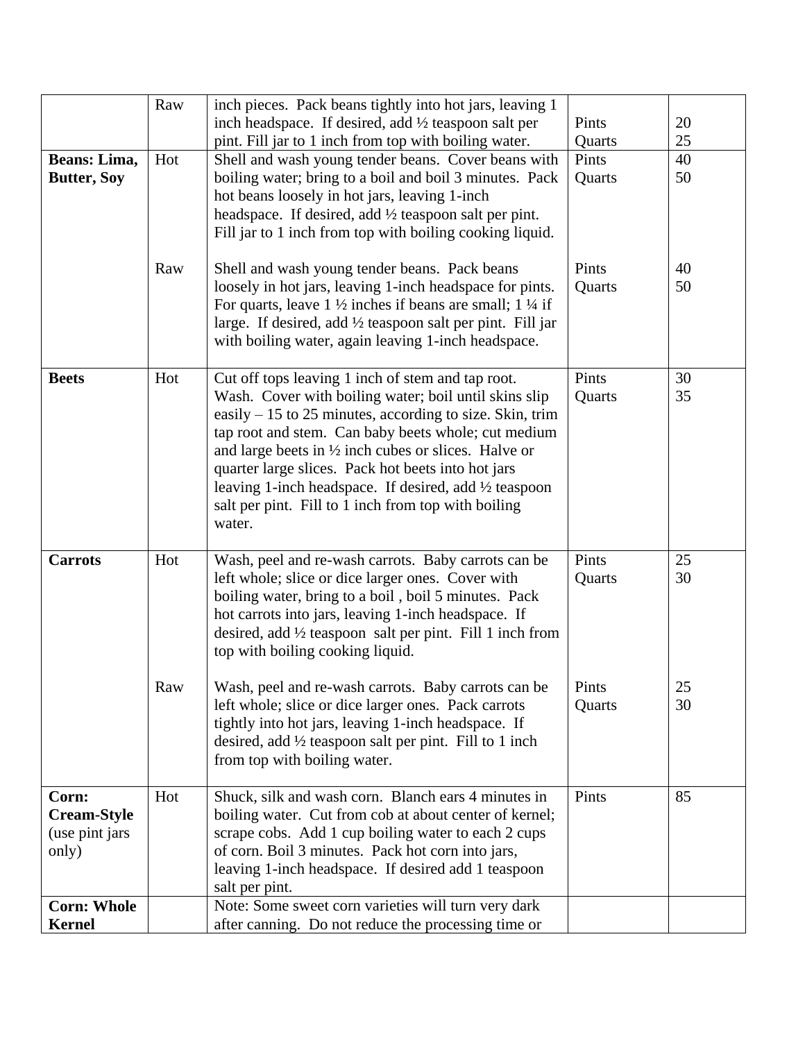| | Raw | inch pieces. Pack beans tightly into hot jars, leaving 1 inch headspace. If desired, add ½ teaspoon salt per pint. Fill jar to 1 inch from top with boiling water. | Pints<br>Quarts | 20<br>25 |
|---|---|---|---|---|
| **Beans: Lima, Butter, Soy** | Hot | Shell and wash young tender beans. Cover beans with boiling water; bring to a boil and boil 3 minutes. Pack hot beans loosely in hot jars, leaving 1-inch headspace. If desired, add ½ teaspoon salt per pint. Fill jar to 1 inch from top with boiling cooking liquid. | Pints<br>Quarts | 40<br>50 |
| | Raw | Shell and wash young tender beans. Pack beans loosely in hot jars, leaving 1-inch headspace for pints. For quarts, leave 1 ½ inches if beans are small; 1 ¼ if large. If desired, add ½ teaspoon salt per pint. Fill jar with boiling water, again leaving 1-inch headspace. | Pints<br>Quarts | 40<br>50 |
| **Beets** | Hot | Cut off tops leaving 1 inch of stem and tap root. Wash. Cover with boiling water; boil until skins slip easily – 15 to 25 minutes, according to size. Skin, trim tap root and stem. Can baby beets whole; cut medium and large beets in ½ inch cubes or slices. Halve or quarter large slices. Pack hot beets into hot jars leaving 1-inch headspace. If desired, add ½ teaspoon salt per pint. Fill to 1 inch from top with boiling water. | Pints<br>Quarts | 30<br>35 |
| **Carrots** | Hot | Wash, peel and re-wash carrots. Baby carrots can be left whole; slice or dice larger ones. Cover with boiling water, bring to a boil , boil 5 minutes. Pack hot carrots into jars, leaving 1-inch headspace. If desired, add ½ teaspoon salt per pint. Fill 1 inch from top with boiling cooking liquid. | Pints<br>Quarts | 25<br>30 |
| | Raw | Wash, peel and re-wash carrots. Baby carrots can be left whole; slice or dice larger ones. Pack carrots tightly into hot jars, leaving 1-inch headspace. If desired, add ½ teaspoon salt per pint. Fill to 1 inch from top with boiling water. | Pints<br>Quarts | 25<br>30 |
| **Corn: Cream-Style** (use pint jars only) | Hot | Shuck, silk and wash corn. Blanch ears 4 minutes in boiling water. Cut from cob at about center of kernel; scrape cobs. Add 1 cup boiling water to each 2 cups of corn. Boil 3 minutes. Pack hot corn into jars, leaving 1-inch headspace. If desired add 1 teaspoon salt per pint. | Pints | 85 |
| **Corn: Whole Kernel** | | Note: Some sweet corn varieties will turn very dark after canning. Do not reduce the processing time or | | |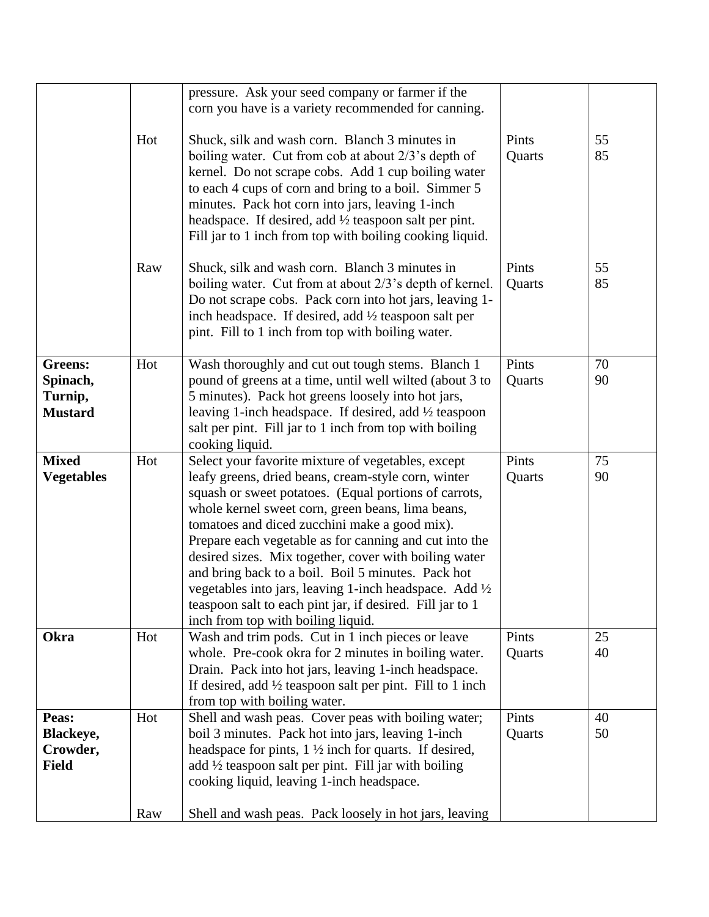| | | | | |
|---|---|---|---|---|
| | | pressure. Ask your seed company or farmer if the corn you have is a variety recommended for canning. | | |
| | Hot | Shuck, silk and wash corn. Blanch 3 minutes in boiling water. Cut from cob at about 2/3's depth of kernel. Do not scrape cobs. Add 1 cup boiling water to each 4 cups of corn and bring to a boil. Simmer 5 minutes. Pack hot corn into jars, leaving 1-inch headspace. If desired, add ½ teaspoon salt per pint. Fill jar to 1 inch from top with boiling cooking liquid. | Pints<br>Quarts | 55<br>85 |
| | Raw | Shuck, silk and wash corn. Blanch 3 minutes in boiling water. Cut from at about 2/3's depth of kernel. Do not scrape cobs. Pack corn into hot jars, leaving 1-inch headspace. If desired, add ½ teaspoon salt per pint. Fill to 1 inch from top with boiling water. | Pints<br>Quarts | 55<br>85 |
| **Greens: Spinach, Turnip, Mustard** | Hot | Wash thoroughly and cut out tough stems. Blanch 1 pound of greens at a time, until well wilted (about 3 to 5 minutes). Pack hot greens loosely into hot jars, leaving 1-inch headspace. If desired, add ½ teaspoon salt per pint. Fill jar to 1 inch from top with boiling cooking liquid. | Pints<br>Quarts | 70<br>90 |
| **Mixed Vegetables** | Hot | Select your favorite mixture of vegetables, except leafy greens, dried beans, cream-style corn, winter squash or sweet potatoes. (Equal portions of carrots, whole kernel sweet corn, green beans, lima beans, tomatoes and diced zucchini make a good mix). Prepare each vegetable as for canning and cut into the desired sizes. Mix together, cover with boiling water and bring back to a boil. Boil 5 minutes. Pack hot vegetables into jars, leaving 1-inch headspace. Add ½ teaspoon salt to each pint jar, if desired. Fill jar to 1 inch from top with boiling liquid. | Pints<br>Quarts | 75<br>90 |
| **Okra** | Hot | Wash and trim pods. Cut in 1 inch pieces or leave whole. Pre-cook okra for 2 minutes in boiling water. Drain. Pack into hot jars, leaving 1-inch headspace. If desired, add ½ teaspoon salt per pint. Fill to 1 inch from top with boiling water. | Pints<br>Quarts | 25<br>40 |
| **Peas: Blackeye, Crowder, Field** | Hot | Shell and wash peas. Cover peas with boiling water; boil 3 minutes. Pack hot into jars, leaving 1-inch headspace for pints, 1 ½ inch for quarts. If desired, add ½ teaspoon salt per pint. Fill jar with boiling cooking liquid, leaving 1-inch headspace. | Pints<br>Quarts | 40<br>50 |
| | Raw | Shell and wash peas. Pack loosely in hot jars, leaving | | |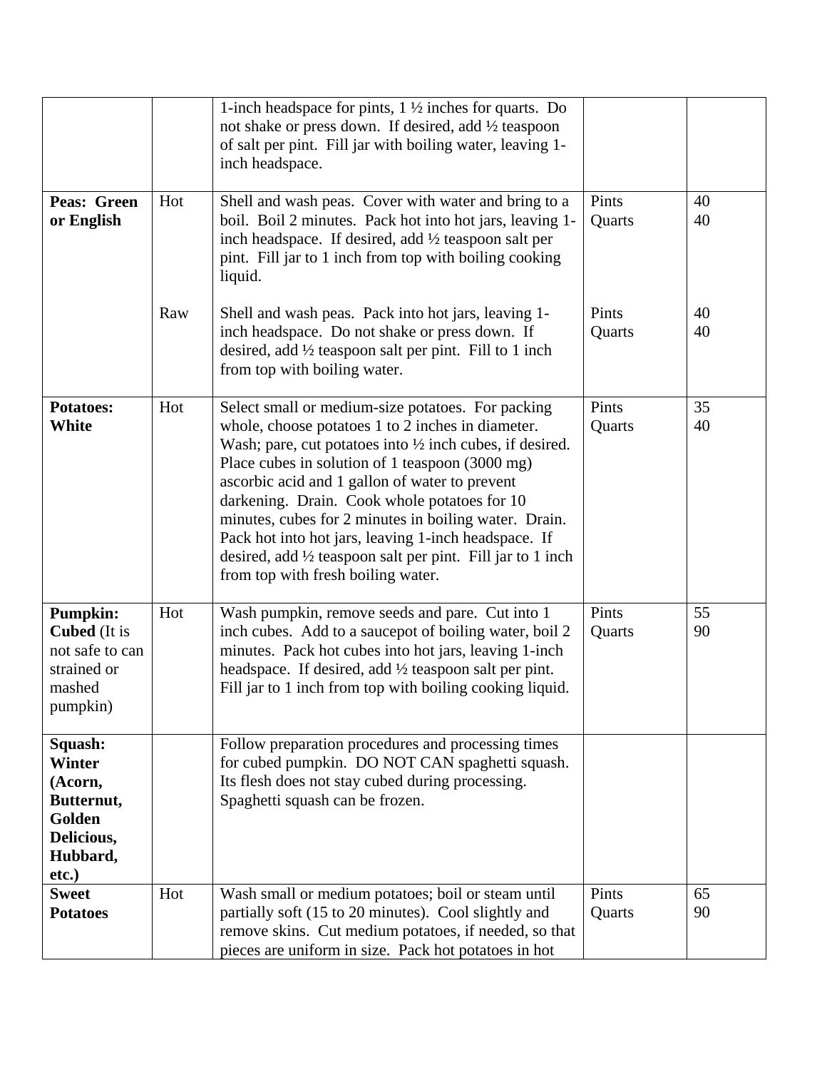| | | | | |
|---|---|---|---|---|
| | | 1-inch headspace for pints, 1 ½ inches for quarts. Do not shake or press down. If desired, add ½ teaspoon of salt per pint. Fill jar with boiling water, leaving 1-inch headspace. | | |
| **Peas: Green or English** | Hot | Shell and wash peas. Cover with water and bring to a boil. Boil 2 minutes. Pack hot into hot jars, leaving 1-inch headspace. If desired, add ½ teaspoon salt per pint. Fill jar to 1 inch from top with boiling cooking liquid. | Pints<br>Quarts | 40<br>40 |
| | Raw | Shell and wash peas. Pack into hot jars, leaving 1-inch headspace. Do not shake or press down. If desired, add ½ teaspoon salt per pint. Fill to 1 inch from top with boiling water. | Pints<br>Quarts | 40<br>40 |
| **Potatoes: White** | Hot | Select small or medium-size potatoes. For packing whole, choose potatoes 1 to 2 inches in diameter. Wash; pare, cut potatoes into ½ inch cubes, if desired. Place cubes in solution of 1 teaspoon (3000 mg) ascorbic acid and 1 gallon of water to prevent darkening. Drain. Cook whole potatoes for 10 minutes, cubes for 2 minutes in boiling water. Drain. Pack hot into hot jars, leaving 1-inch headspace. If desired, add ½ teaspoon salt per pint. Fill jar to 1 inch from top with fresh boiling water. | Pints<br>Quarts | 35<br>40 |
| **Pumpkin: Cubed** (It is not safe to can strained or mashed pumpkin) | Hot | Wash pumpkin, remove seeds and pare. Cut into 1 inch cubes. Add to a saucepot of boiling water, boil 2 minutes. Pack hot cubes into hot jars, leaving 1-inch headspace. If desired, add ½ teaspoon salt per pint. Fill jar to 1 inch from top with boiling cooking liquid. | Pints<br>Quarts | 55<br>90 |
| **Squash: Winter (Acorn, Butternut, Golden Delicious, Hubbard, etc.)** | | Follow preparation procedures and processing times for cubed pumpkin. DO NOT CAN spaghetti squash. Its flesh does not stay cubed during processing. Spaghetti squash can be frozen. | | |
| **Sweet Potatoes** | Hot | Wash small or medium potatoes; boil or steam until partially soft (15 to 20 minutes). Cool slightly and remove skins. Cut medium potatoes, if needed, so that pieces are uniform in size. Pack hot potatoes in hot | Pints<br>Quarts | 65<br>90 |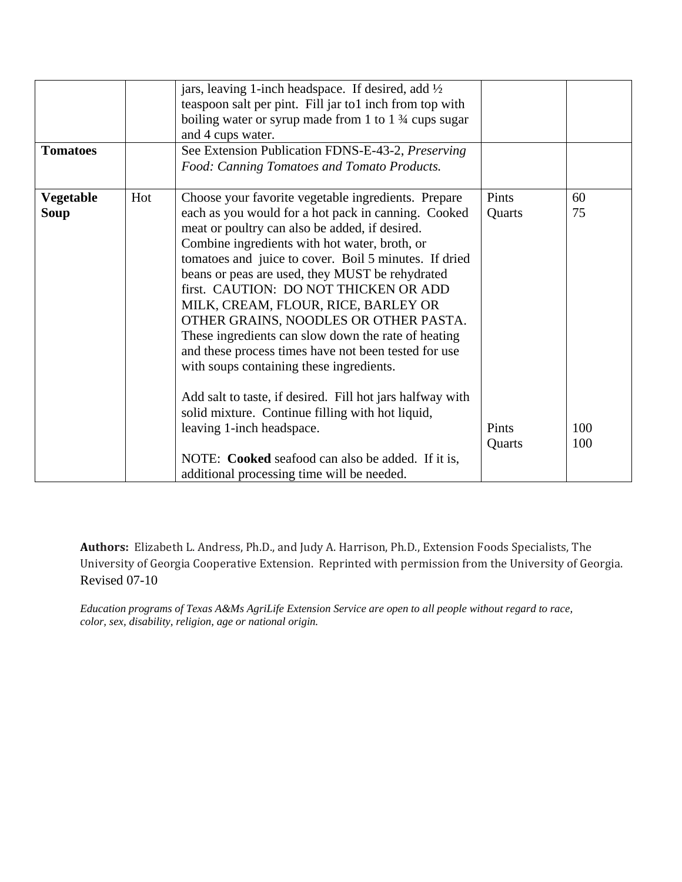| | | | | |
|---|---|---|---|---|
| | | jars, leaving 1-inch headspace. If desired, add ½ teaspoon salt per pint. Fill jar to1 inch from top with boiling water or syrup made from 1 to 1 ¾ cups sugar and 4 cups water. | | |
| **Tomatoes** | | See Extension Publication FDNS-E-43-2, *Preserving Food: Canning Tomatoes and Tomato Products.* | | |
| **Vegetable Soup** | Hot | Choose your favorite vegetable ingredients. Prepare each as you would for a hot pack in canning. Cooked meat or poultry can also be added, if desired. Combine ingredients with hot water, broth, or tomatoes and juice to cover. Boil 5 minutes. If dried beans or peas are used, they MUST be rehydrated first. CAUTION: DO NOT THICKEN OR ADD MILK, CREAM, FLOUR, RICE, BARLEY OR OTHER GRAINS, NOODLES OR OTHER PASTA. These ingredients can slow down the rate of heating and these process times have not been tested for use with soups containing these ingredients.<br><br>Add salt to taste, if desired. Fill hot jars halfway with solid mixture. Continue filling with hot liquid, leaving 1-inch headspace.<br><br>NOTE: **Cooked** seafood can also be added. If it is, additional processing time will be needed. | Pints<br>Quarts<br><br>Pints<br>Quarts | 60<br>75<br><br>100<br>100 |

**Authors:** Elizabeth L. Andress, Ph.D., and Judy A. Harrison, Ph.D., Extension Foods Specialists, The University of Georgia Cooperative Extension. Reprinted with permission from the University of Georgia. Revised 07-10

*Education programs of Texas A&Ms AgriLife Extension Service are open to all people without regard to race, color, sex, disability, religion, age or national origin.*